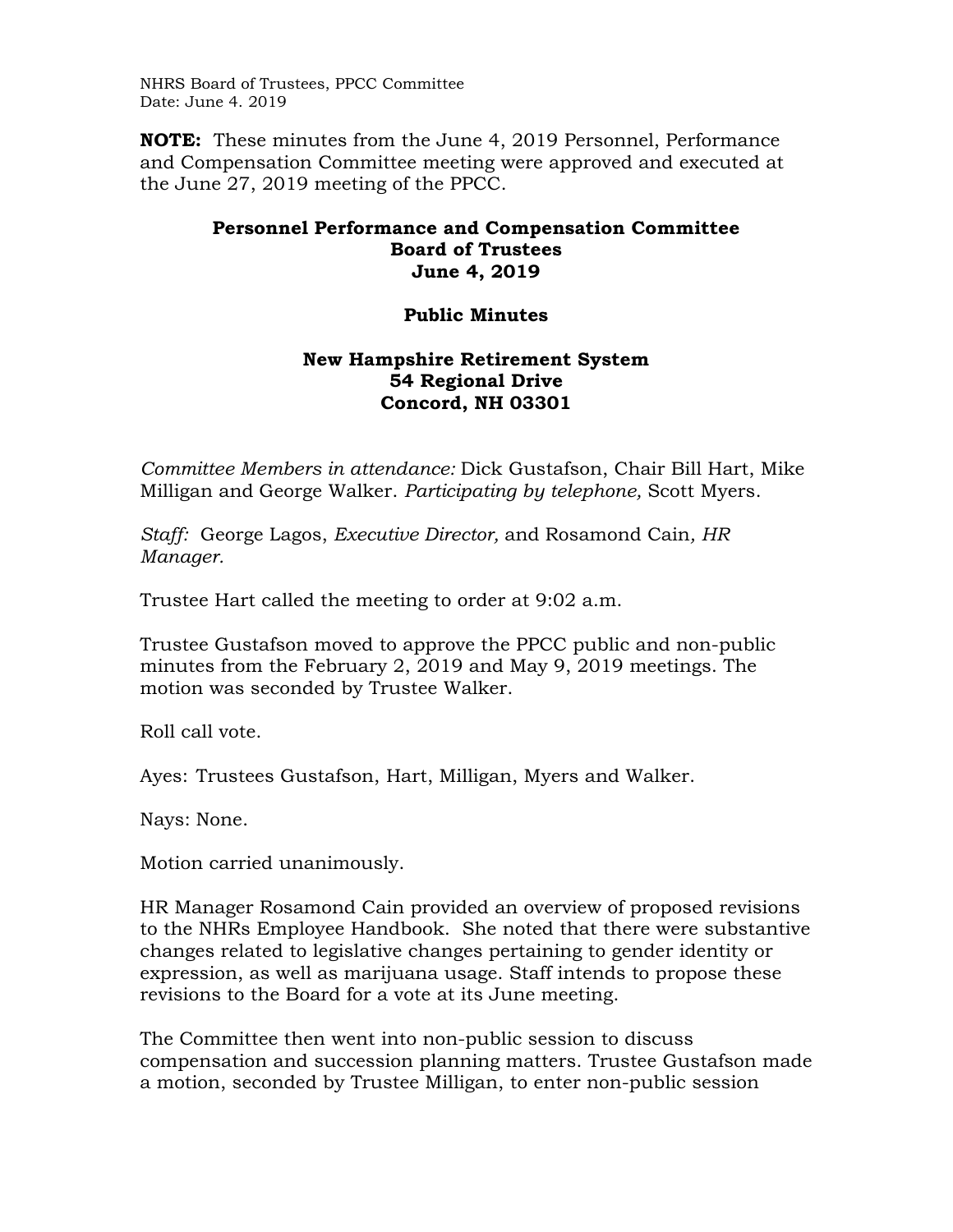NHRS Board of Trustees, PPCC Committee
Date: June 4. 2019

**NOTE:** These minutes from the June 4, 2019 Personnel, Performance and Compensation Committee meeting were approved and executed at the June 27, 2019 meeting of the PPCC.

# Personnel Performance and Compensation Committee
## Board of Trustees
## June 4, 2019

## Public Minutes

## New Hampshire Retirement System
## 54 Regional Drive
## Concord, NH 03301

*Committee Members in attendance:* Dick Gustafson, Chair Bill Hart, Mike Milligan and George Walker. *Participating by telephone,* Scott Myers.

*Staff:* George Lagos, *Executive Director,* and Rosamond Cain*, HR Manager.*

Trustee Hart called the meeting to order at 9:02 a.m.

Trustee Gustafson moved to approve the PPCC public and non-public minutes from the February 2, 2019 and May 9, 2019 meetings. The motion was seconded by Trustee Walker.

Roll call vote.

Ayes: Trustees Gustafson, Hart, Milligan, Myers and Walker.

Nays: None.

Motion carried unanimously.

HR Manager Rosamond Cain provided an overview of proposed revisions to the NHRs Employee Handbook. She noted that there were substantive changes related to legislative changes pertaining to gender identity or expression, as well as marijuana usage. Staff intends to propose these revisions to the Board for a vote at its June meeting.

The Committee then went into non-public session to discuss compensation and succession planning matters. Trustee Gustafson made a motion, seconded by Trustee Milligan, to enter non-public session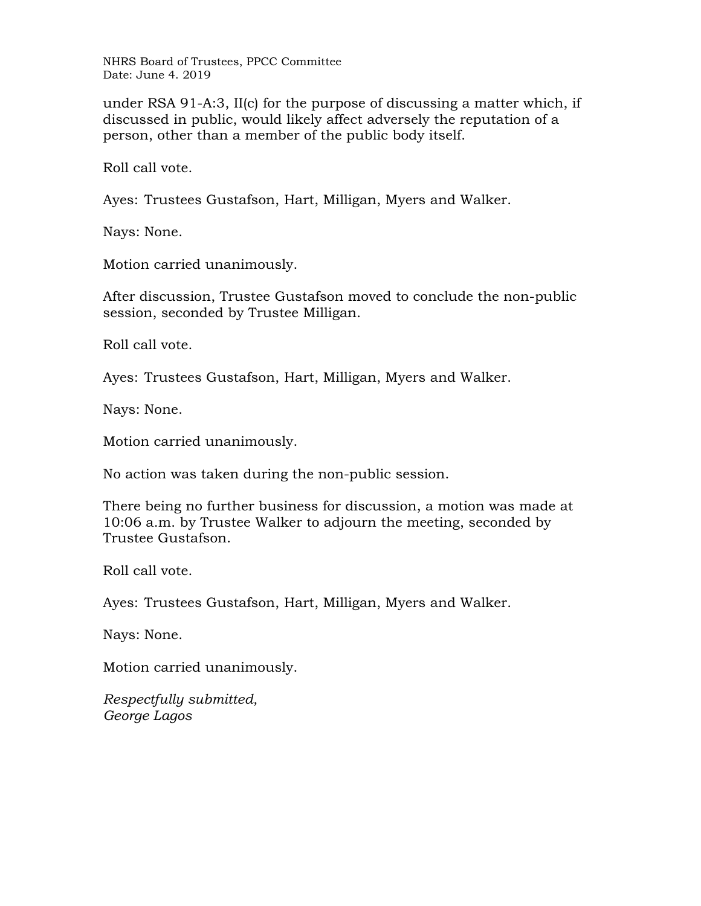under RSA 91-A:3, II(c) for the purpose of discussing a matter which, if discussed in public, would likely affect adversely the reputation of a person, other than a member of the public body itself.

Roll call vote.

Ayes: Trustees Gustafson, Hart, Milligan, Myers and Walker.

Nays: None.

Motion carried unanimously.

After discussion, Trustee Gustafson moved to conclude the non-public session, seconded by Trustee Milligan.

Roll call vote.

Ayes: Trustees Gustafson, Hart, Milligan, Myers and Walker.

Nays: None.

Motion carried unanimously.

No action was taken during the non-public session.

There being no further business for discussion, a motion was made at 10:06 a.m. by Trustee Walker to adjourn the meeting, seconded by Trustee Gustafson.

Roll call vote.

Ayes: Trustees Gustafson, Hart, Milligan, Myers and Walker.

Nays: None.

Motion carried unanimously.

*Respectfully submitted,*
*George Lagos*